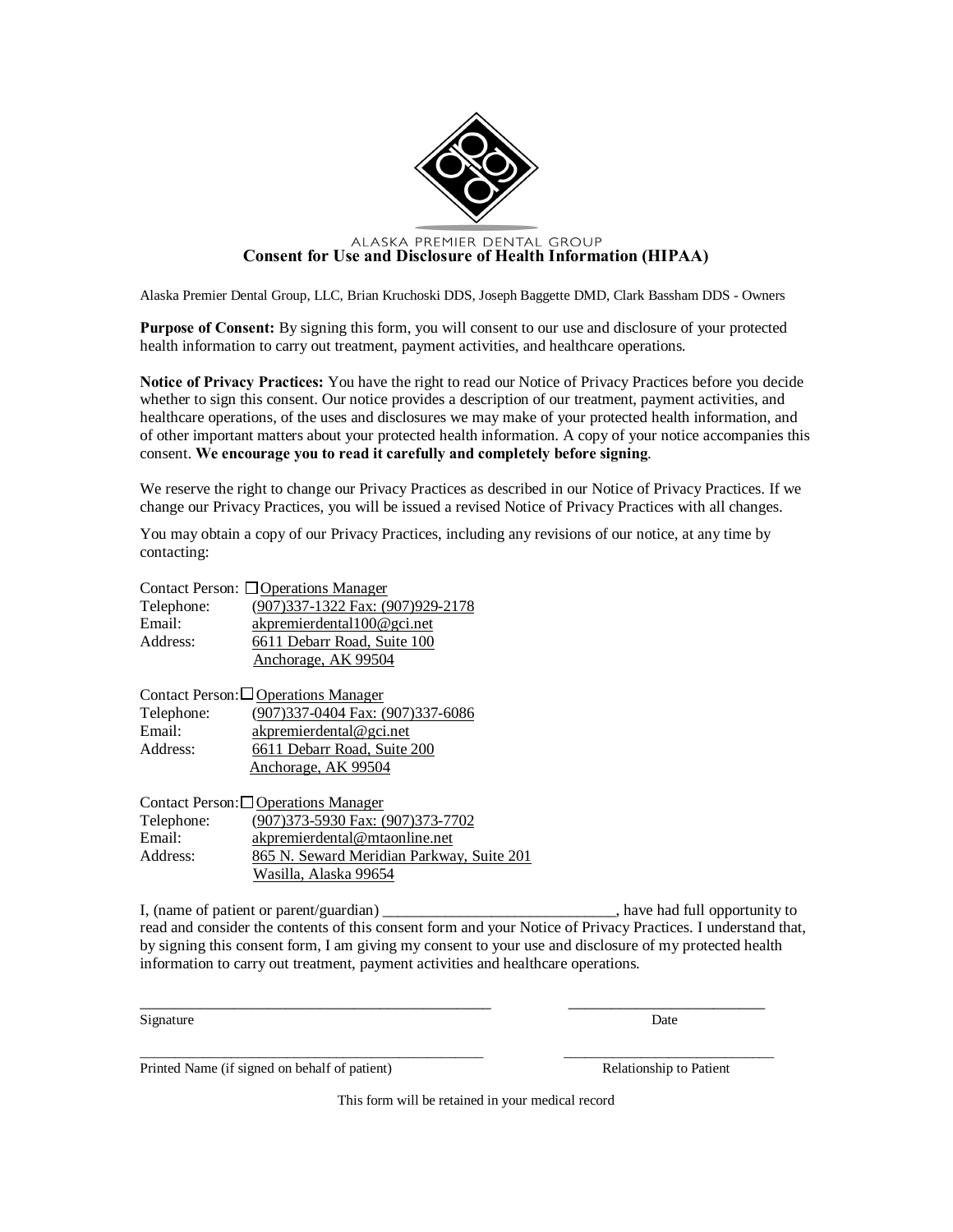ALASKA PREMIER DENTAL GROUP

# Consent for Use and Disclosure of Health Information (HIPAA)

Alaska Premier Dental Group, LLC, Brian Kruchoski DDS, Joseph Baggette DMD, Clark Bassham DDS - Owners

**Purpose of Consent:** By signing this form, you will consent to our use and disclosure of your protected health information to carry out treatment, payment activities, and healthcare operations.

**Notice of Privacy Practices:** You have the right to read our Notice of Privacy Practices before you decide whether to sign this consent. Our notice provides a description of our treatment, payment activities, and healthcare operations, of the uses and disclosures we may make of your protected health information, and of other important matters about your protected health information. A copy of your notice accompanies this consent. **We encourage you to read it carefully and completely before signing**.

We reserve the right to change our Privacy Practices as described in our Notice of Privacy Practices. If we change our Privacy Practices, you will be issued a revised Notice of Privacy Practices with all changes.

You may obtain a copy of our Privacy Practices, including any revisions of our notice, at any time by contacting:

Contact Person: ☐ Operations Manager
Telephone: (907)337-1322 Fax: (907)929-2178
Email: akpremierdental100@gci.net
Address: 6611 Debarr Road, Suite 100
Anchorage, AK 99504

Contact Person: ☐ Operations Manager
Telephone: (907)337-0404 Fax: (907)337-6086
Email: akpremierdental@gci.net
Address: 6611 Debarr Road, Suite 200
Anchorage, AK 99504

Contact Person: ☐ Operations Manager
Telephone: (907)373-5930 Fax: (907)373-7702
Email: akpremierdental@mtaonline.net
Address: 865 N. Seward Meridian Parkway, Suite 201
Wasilla, Alaska 99654

I, (name of patient or parent/guardian) ______________________________, have had full opportunity to read and consider the contents of this consent form and your Notice of Privacy Practices. I understand that, by signing this consent form, I am giving my consent to your use and disclosure of my protected health information to carry out treatment, payment activities and healthcare operations.

_______________________________________________ ___________________________
Signature Date

_______________________________________________ ___________________________
Printed Name (if signed on behalf of patient) Relationship to Patient

This form will be retained in your medical record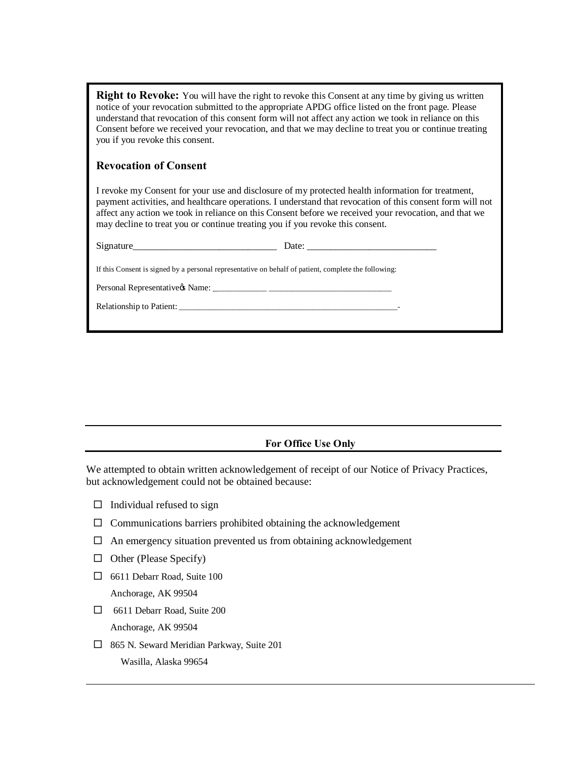**Right to Revoke:** You will have the right to revoke this Consent at any time by giving us written notice of your revocation submitted to the appropriate APDG office listed on the front page. Please understand that revocation of this consent form will not affect any action we took in reliance on this Consent before we received your revocation, and that we may decline to treat you or continue treating you if you revoke this consent.

### Revocation of Consent

I revoke my Consent for your use and disclosure of my protected health information for treatment, payment activities, and healthcare operations. I understand that revocation of this consent form will not affect any action we took in reliance on this Consent before we received your revocation, and that we may decline to treat you or continue treating you if you revoke this consent.

Signature______________________________ Date: ___________________________

If this Consent is signed by a personal representative on behalf of patient, complete the following:

Personal Representative's Name: ____________ ____________________________

Relationship to Patient: ____________________________________________________-

---

**For Office Use Only**

---

We attempted to obtain written acknowledgement of receipt of our Notice of Privacy Practices, but acknowledgement could not be obtained because:

- ☐ Individual refused to sign
- ☐ Communications barriers prohibited obtaining the acknowledgement
- ☐ An emergency situation prevented us from obtaining acknowledgement
- ☐ Other (Please Specify)
- ☐ 6611 Debarr Road, Suite 100
  Anchorage, AK 99504
- ☐ 6611 Debarr Road, Suite 200
  Anchorage, AK 99504
- ☐ 865 N. Seward Meridian Parkway, Suite 201
  Wasilla, Alaska 99654